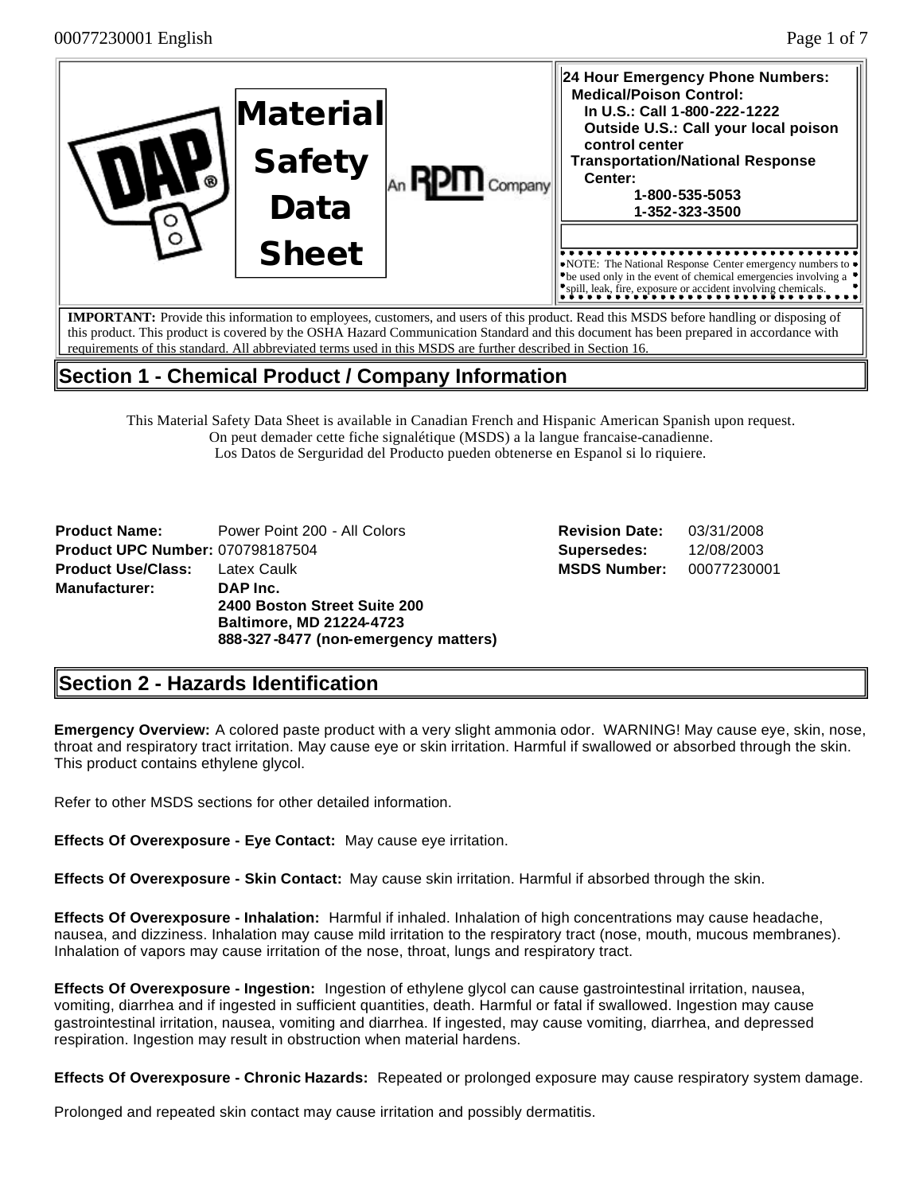# Material Safety Data Sheet

An RPM Company

**24 Hour Emergency Phone Numbers:**
**Medical/Poison Control:**
**In U.S.: Call 1-800-222-1222**
**Outside U.S.: Call your local poison control center**
**Transportation/National Response Center:**
**1-800-535-5053**
**1-352-323-3500**

NOTE: The National Response Center emergency numbers to be used only in the event of chemical emergencies involving a spill, leak, fire, exposure or accident involving chemicals.

**IMPORTANT:** Provide this information to employees, customers, and users of this product. Read this MSDS before handling or disposing of this product. This product is covered by the OSHA Hazard Communication Standard and this document has been prepared in accordance with requirements of this standard. All abbreviated terms used in this MSDS are further described in Section 16.

## Section 1 - Chemical Product / Company Information

This Material Safety Data Sheet is available in Canadian French and Hispanic American Spanish upon request.
On peut demader cette fiche signalétique (MSDS) a la langue francaise-canadienne.
Los Datos de Serguridad del Producto pueden obtenerse en Espanol si lo riquiere.

**Product Name:** Power Point 200 - All Colors
**Product UPC Number:** 070798187504
**Product Use/Class:** Latex Caulk
**Manufacturer:** **DAP Inc.**
**2400 Boston Street Suite 200**
**Baltimore, MD 21224-4723**
**888-327-8477 (non-emergency matters)**

**Revision Date:** 03/31/2008
**Supersedes:** 12/08/2003
**MSDS Number:** 00077230001

## Section 2 - Hazards Identification

**Emergency Overview:** A colored paste product with a very slight ammonia odor. WARNING! May cause eye, skin, nose, throat and respiratory tract irritation. May cause eye or skin irritation. Harmful if swallowed or absorbed through the skin. This product contains ethylene glycol.

Refer to other MSDS sections for other detailed information.

**Effects Of Overexposure - Eye Contact:** May cause eye irritation.

**Effects Of Overexposure - Skin Contact:** May cause skin irritation. Harmful if absorbed through the skin.

**Effects Of Overexposure - Inhalation:** Harmful if inhaled. Inhalation of high concentrations may cause headache, nausea, and dizziness. Inhalation may cause mild irritation to the respiratory tract (nose, mouth, mucous membranes). Inhalation of vapors may cause irritation of the nose, throat, lungs and respiratory tract.

**Effects Of Overexposure - Ingestion:** Ingestion of ethylene glycol can cause gastrointestinal irritation, nausea, vomiting, diarrhea and if ingested in sufficient quantities, death. Harmful or fatal if swallowed. Ingestion may cause gastrointestinal irritation, nausea, vomiting and diarrhea. If ingested, may cause vomiting, diarrhea, and depressed respiration. Ingestion may result in obstruction when material hardens.

**Effects Of Overexposure - Chronic Hazards:** Repeated or prolonged exposure may cause respiratory system damage.

Prolonged and repeated skin contact may cause irritation and possibly dermatitis.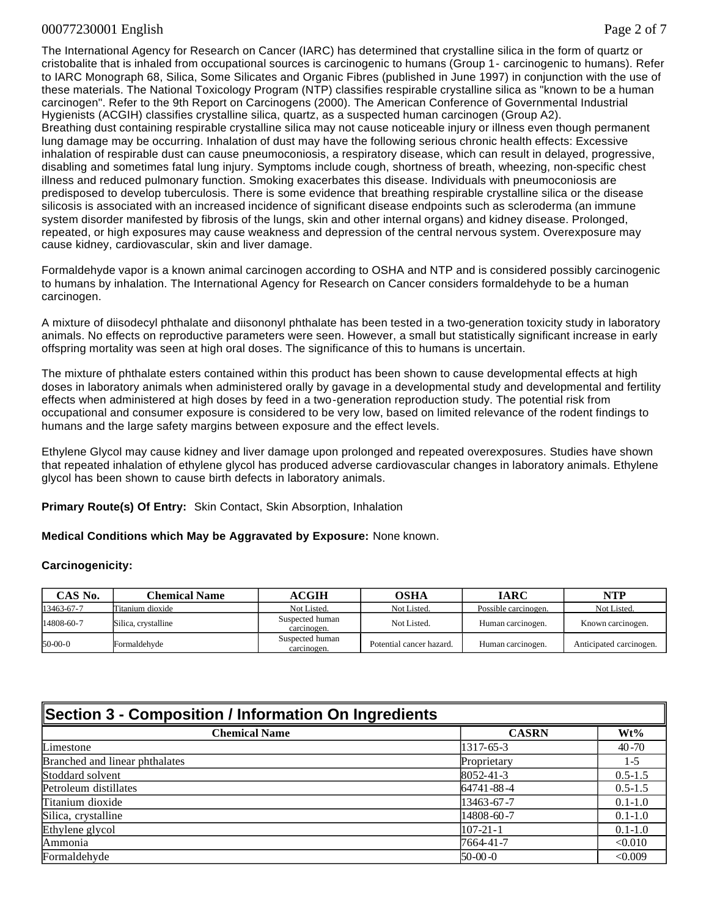The International Agency for Research on Cancer (IARC) has determined that crystalline silica in the form of quartz or cristobalite that is inhaled from occupational sources is carcinogenic to humans (Group 1- carcinogenic to humans). Refer to IARC Monograph 68, Silica, Some Silicates and Organic Fibres (published in June 1997) in conjunction with the use of these materials. The National Toxicology Program (NTP) classifies respirable crystalline silica as "known to be a human carcinogen". Refer to the 9th Report on Carcinogens (2000). The American Conference of Governmental Industrial Hygienists (ACGIH) classifies crystalline silica, quartz, as a suspected human carcinogen (Group A2).
Breathing dust containing respirable crystalline silica may not cause noticeable injury or illness even though permanent lung damage may be occurring. Inhalation of dust may have the following serious chronic health effects: Excessive inhalation of respirable dust can cause pneumoconiosis, a respiratory disease, which can result in delayed, progressive, disabling and sometimes fatal lung injury. Symptoms include cough, shortness of breath, wheezing, non-specific chest illness and reduced pulmonary function. Smoking exacerbates this disease. Individuals with pneumoconiosis are predisposed to develop tuberculosis. There is some evidence that breathing respirable crystalline silica or the disease silicosis is associated with an increased incidence of significant disease endpoints such as scleroderma (an immune system disorder manifested by fibrosis of the lungs, skin and other internal organs) and kidney disease. Prolonged, repeated, or high exposures may cause weakness and depression of the central nervous system. Overexposure may cause kidney, cardiovascular, skin and liver damage.

Formaldehyde vapor is a known animal carcinogen according to OSHA and NTP and is considered possibly carcinogenic to humans by inhalation. The International Agency for Research on Cancer considers formaldehyde to be a human carcinogen.

A mixture of diisodecyl phthalate and diisononyl phthalate has been tested in a two-generation toxicity study in laboratory animals. No effects on reproductive parameters were seen. However, a small but statistically significant increase in early offspring mortality was seen at high oral doses. The significance of this to humans is uncertain.

The mixture of phthalate esters contained within this product has been shown to cause developmental effects at high doses in laboratory animals when administered orally by gavage in a developmental study and developmental and fertility effects when administered at high doses by feed in a two-generation reproduction study. The potential risk from occupational and consumer exposure is considered to be very low, based on limited relevance of the rodent findings to humans and the large safety margins between exposure and the effect levels.

Ethylene Glycol may cause kidney and liver damage upon prolonged and repeated overexposures. Studies have shown that repeated inhalation of ethylene glycol has produced adverse cardiovascular changes in laboratory animals. Ethylene glycol has been shown to cause birth defects in laboratory animals.

**Primary Route(s) Of Entry:** Skin Contact, Skin Absorption, Inhalation

**Medical Conditions which May be Aggravated by Exposure:** None known.

**Carcinogenicity:**

| CAS No. | Chemical Name | ACGIH | OSHA | IARC | NTP |
|---|---|---|---|---|---|
| 13463-67-7 | Titanium dioxide | Not Listed. | Not Listed. | Possible carcinogen. | Not Listed. |
| 14808-60-7 | Silica, crystalline | Suspected human carcinogen. | Not Listed. | Human carcinogen. | Known carcinogen. |
| 50-00-0 | Formaldehyde | Suspected human carcinogen. | Potential cancer hazard. | Human carcinogen. | Anticipated carcinogen. |

## Section 3 - Composition / Information On Ingredients

| Chemical Name | CASRN | Wt% |
|---|---|---|
| Limestone | 1317-65-3 | 40-70 |
| Branched and linear phthalates | Proprietary | 1-5 |
| Stoddard solvent | 8052-41-3 | 0.5-1.5 |
| Petroleum distillates | 64741-88-4 | 0.5-1.5 |
| Titanium dioxide | 13463-67-7 | 0.1-1.0 |
| Silica, crystalline | 14808-60-7 | 0.1-1.0 |
| Ethylene glycol | 107-21-1 | 0.1-1.0 |
| Ammonia | 7664-41-7 | <0.010 |
| Formaldehyde | 50-00-0 | <0.009 |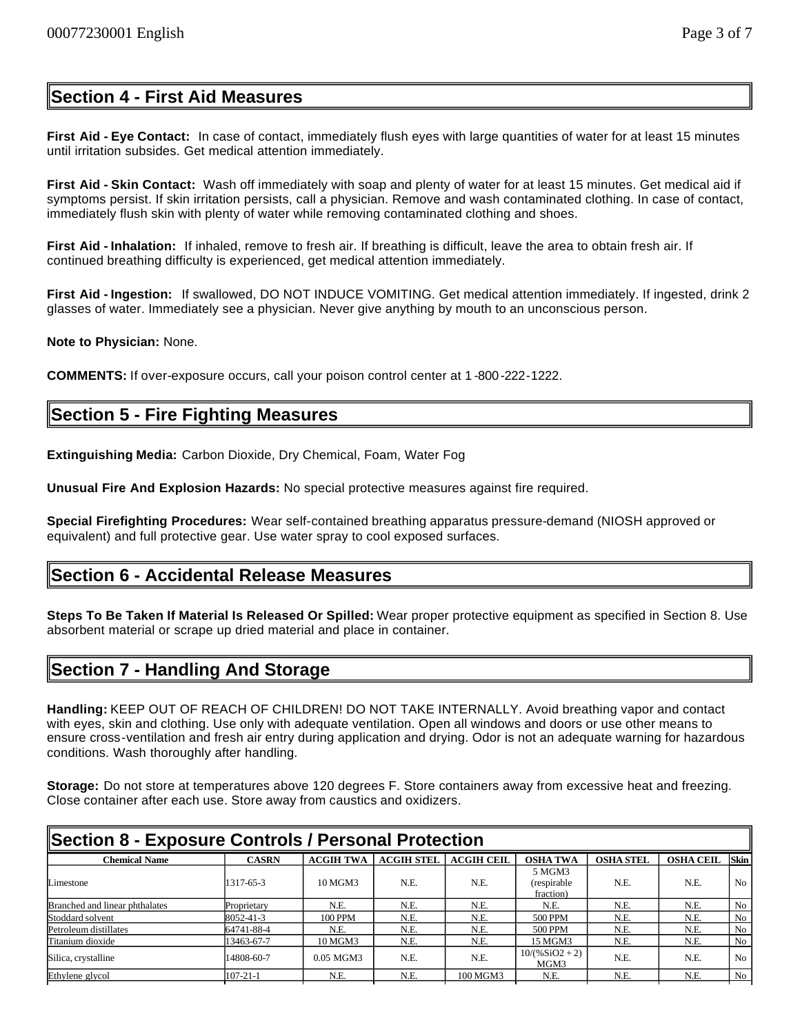## Section 4 - First Aid Measures

**First Aid - Eye Contact:** In case of contact, immediately flush eyes with large quantities of water for at least 15 minutes until irritation subsides. Get medical attention immediately.

**First Aid - Skin Contact:** Wash off immediately with soap and plenty of water for at least 15 minutes. Get medical aid if symptoms persist. If skin irritation persists, call a physician. Remove and wash contaminated clothing. In case of contact, immediately flush skin with plenty of water while removing contaminated clothing and shoes.

**First Aid - Inhalation:** If inhaled, remove to fresh air. If breathing is difficult, leave the area to obtain fresh air. If continued breathing difficulty is experienced, get medical attention immediately.

**First Aid - Ingestion:** If swallowed, DO NOT INDUCE VOMITING. Get medical attention immediately. If ingested, drink 2 glasses of water. Immediately see a physician. Never give anything by mouth to an unconscious person.

**Note to Physician:** None.

**COMMENTS:** If over-exposure occurs, call your poison control center at 1-800-222-1222.

## Section 5 - Fire Fighting Measures

**Extinguishing Media:** Carbon Dioxide, Dry Chemical, Foam, Water Fog

**Unusual Fire And Explosion Hazards:** No special protective measures against fire required.

**Special Firefighting Procedures:** Wear self-contained breathing apparatus pressure-demand (NIOSH approved or equivalent) and full protective gear. Use water spray to cool exposed surfaces.

## Section 6 - Accidental Release Measures

**Steps To Be Taken If Material Is Released Or Spilled:** Wear proper protective equipment as specified in Section 8. Use absorbent material or scrape up dried material and place in container.

## Section 7 - Handling And Storage

**Handling:** KEEP OUT OF REACH OF CHILDREN! DO NOT TAKE INTERNALLY. Avoid breathing vapor and contact with eyes, skin and clothing. Use only with adequate ventilation. Open all windows and doors or use other means to ensure cross-ventilation and fresh air entry during application and drying. Odor is not an adequate warning for hazardous conditions. Wash thoroughly after handling.

**Storage:** Do not store at temperatures above 120 degrees F. Store containers away from excessive heat and freezing. Close container after each use. Store away from caustics and oxidizers.

## Section 8 - Exposure Controls / Personal Protection

| Chemical Name | CASRN | ACGIH TWA | ACGIH STEL | ACGIH CEIL | OSHA TWA | OSHA STEL | OSHA CEIL | Skin |
|---|---|---|---|---|---|---|---|---|
| Limestone | 1317-65-3 | 10 MGM3 | N.E. | N.E. | 5 MGM3 (respirable fraction) | N.E. | N.E. | No |
| Branched and linear phthalates | Proprietary | N.E. | N.E. | N.E. | N.E. | N.E. | N.E. | No |
| Stoddard solvent | 8052-41-3 | 100 PPM | N.E. | N.E. | 500 PPM | N.E. | N.E. | No |
| Petroleum distillates | 64741-88-4 | N.E. | N.E. | N.E. | 500 PPM | N.E. | N.E. | No |
| Titanium dioxide | 13463-67-7 | 10 MGM3 | N.E. | N.E. | 15 MGM3 | N.E. | N.E. | No |
| Silica, crystalline | 14808-60-7 | 0.05 MGM3 | N.E. | N.E. | 10/(%SiO2 + 2) MGM3 | N.E. | N.E. | No |
| Ethylene glycol | 107-21-1 | N.E. | N.E. | 100 MGM3 | N.E. | N.E. | N.E. | No |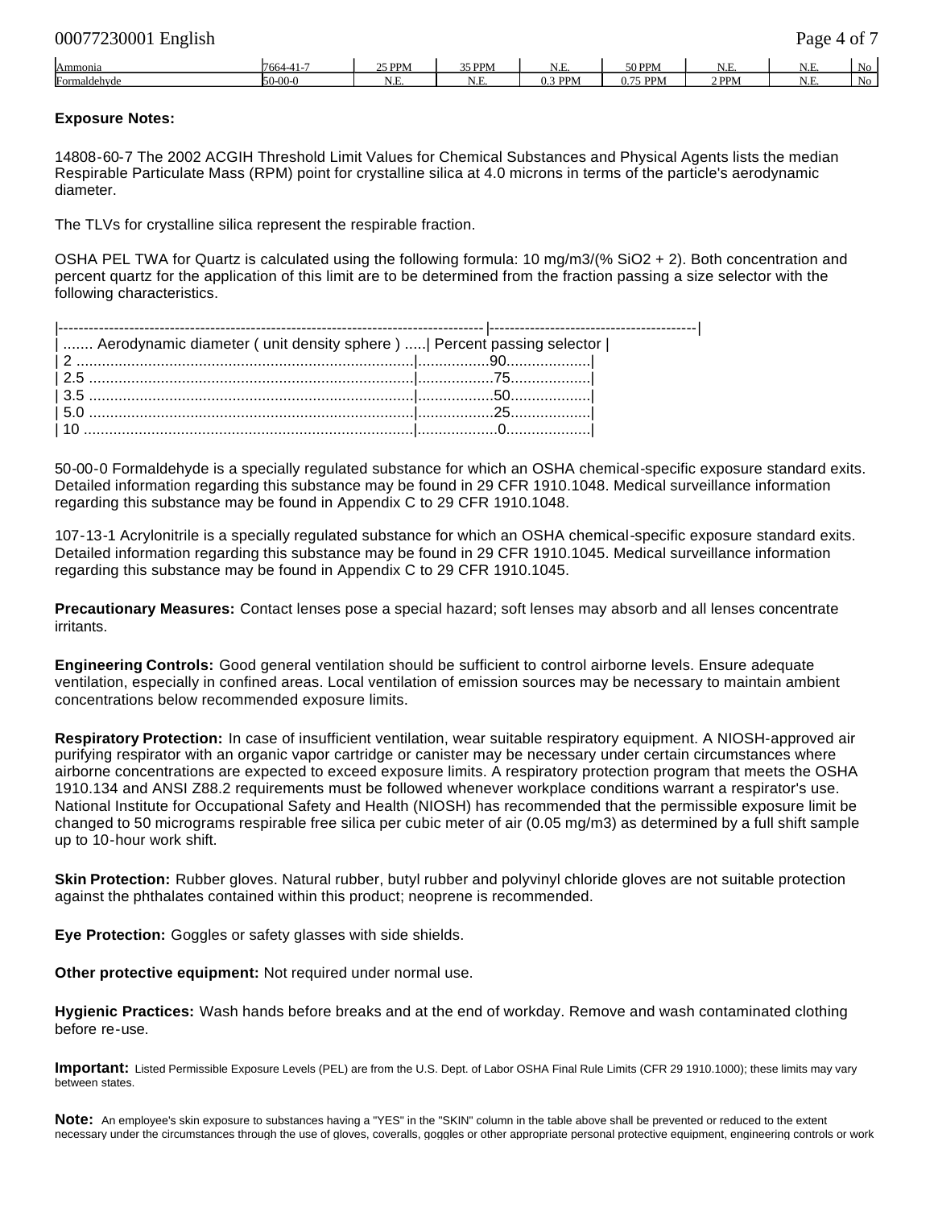| Ammonia | 7664-41-7 | 25 PPM | 35 PPM | N.E. | 50 PPM | N.E. | N.E. | No |
|---|---|---|---|---|---|---|---|---|
| Formaldehyde | 50-00-0 | N.E. | N.E. | 0.3 PPM | 0.75 PPM | 2 PPM | N.E. | No |

**Exposure Notes:**

14808-60-7 The 2002 ACGIH Threshold Limit Values for Chemical Substances and Physical Agents lists the median Respirable Particulate Mass (RPM) point for crystalline silica at 4.0 microns in terms of the particle's aerodynamic diameter.

The TLVs for crystalline silica represent the respirable fraction.

OSHA PEL TWA for Quartz is calculated using the following formula: 10 mg/m3/(% SiO2 + 2). Both concentration and percent quartz for the application of this limit are to be determined from the fraction passing a size selector with the following characteristics.

| Aerodynamic diameter ( unit density sphere ) | Percent passing selector |
|---|---|
| 2 | 90 |
| 2.5 | 75 |
| 3.5 | 50 |
| 5.0 | 25 |
| 10 | 0 |

50-00-0 Formaldehyde is a specially regulated substance for which an OSHA chemical-specific exposure standard exits. Detailed information regarding this substance may be found in 29 CFR 1910.1048. Medical surveillance information regarding this substance may be found in Appendix C to 29 CFR 1910.1048.

107-13-1 Acrylonitrile is a specially regulated substance for which an OSHA chemical-specific exposure standard exits. Detailed information regarding this substance may be found in 29 CFR 1910.1045. Medical surveillance information regarding this substance may be found in Appendix C to 29 CFR 1910.1045.

**Precautionary Measures:** Contact lenses pose a special hazard; soft lenses may absorb and all lenses concentrate irritants.

**Engineering Controls:** Good general ventilation should be sufficient to control airborne levels. Ensure adequate ventilation, especially in confined areas. Local ventilation of emission sources may be necessary to maintain ambient concentrations below recommended exposure limits.

**Respiratory Protection:** In case of insufficient ventilation, wear suitable respiratory equipment. A NIOSH-approved air purifying respirator with an organic vapor cartridge or canister may be necessary under certain circumstances where airborne concentrations are expected to exceed exposure limits. A respiratory protection program that meets the OSHA 1910.134 and ANSI Z88.2 requirements must be followed whenever workplace conditions warrant a respirator's use. National Institute for Occupational Safety and Health (NIOSH) has recommended that the permissible exposure limit be changed to 50 micrograms respirable free silica per cubic meter of air (0.05 mg/m3) as determined by a full shift sample up to 10-hour work shift.

**Skin Protection:** Rubber gloves. Natural rubber, butyl rubber and polyvinyl chloride gloves are not suitable protection against the phthalates contained within this product; neoprene is recommended.

**Eye Protection:** Goggles or safety glasses with side shields.

**Other protective equipment:** Not required under normal use.

**Hygienic Practices:** Wash hands before breaks and at the end of workday. Remove and wash contaminated clothing before re-use.

**Important:** Listed Permissible Exposure Levels (PEL) are from the U.S. Dept. of Labor OSHA Final Rule Limits (CFR 29 1910.1000); these limits may vary between states.

**Note:** An employee's skin exposure to substances having a "YES" in the "SKIN" column in the table above shall be prevented or reduced to the extent necessary under the circumstances through the use of gloves, coveralls, goggles or other appropriate personal protective equipment, engineering controls or work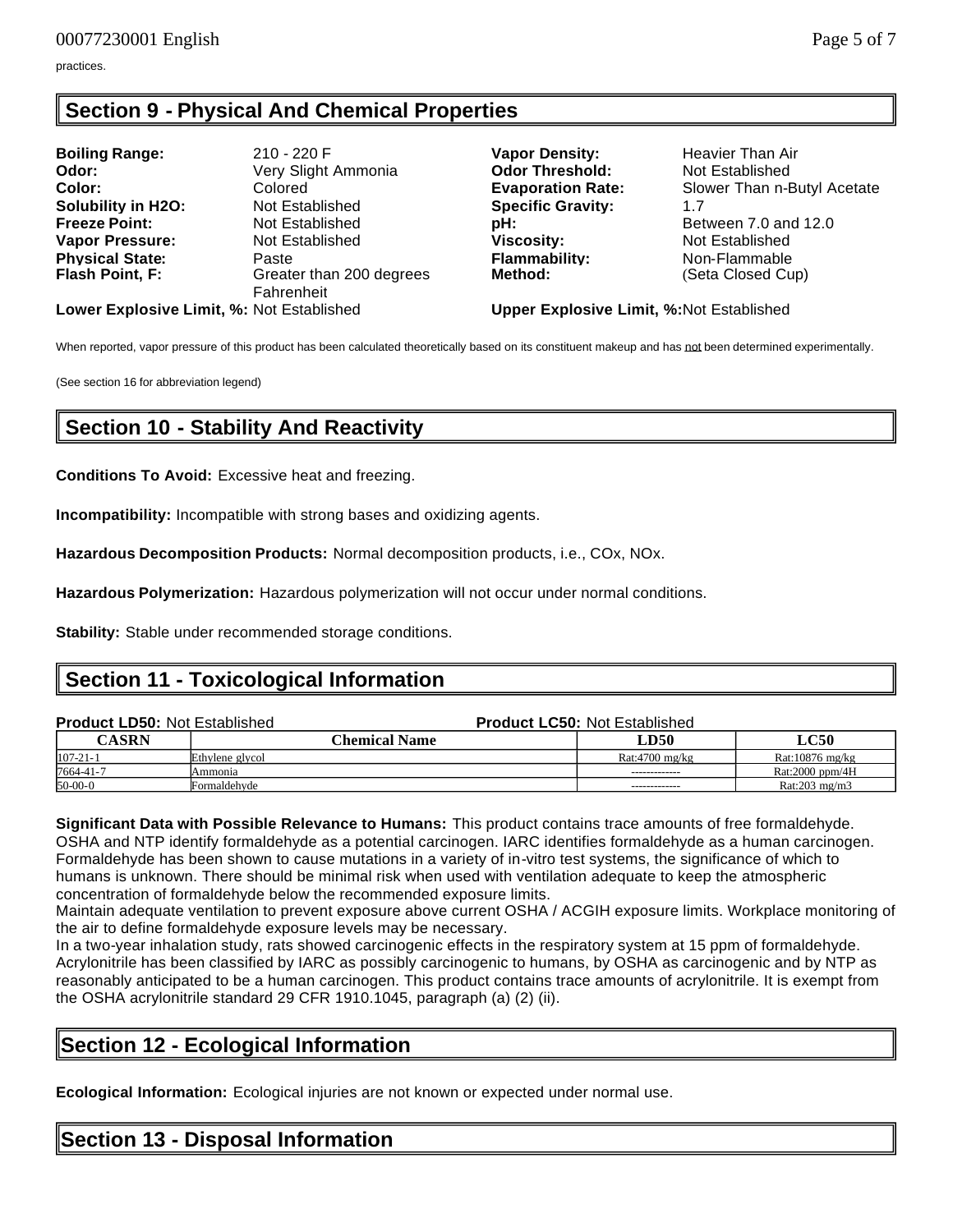practices.

## Section 9 - Physical And Chemical Properties

| | | | |
|---|---|---|---|
| **Boiling Range:** | 210 - 220 F | **Vapor Density:** | Heavier Than Air |
| **Odor:** | Very Slight Ammonia | **Odor Threshold:** | Not Established |
| **Color:** | Colored | **Evaporation Rate:** | Slower Than n-Butyl Acetate |
| **Solubility in H2O:** | Not Established | **Specific Gravity:** | 1.7 |
| **Freeze Point:** | Not Established | **pH:** | Between 7.0 and 12.0 |
| **Vapor Pressure:** | Not Established | **Viscosity:** | Not Established |
| **Physical State:** | Paste | **Flammability:** | Non-Flammable |
| **Flash Point, F:** | Greater than 200 degrees Fahrenheit | **Method:** | (Seta Closed Cup) |
| **Lower Explosive Limit, %:** | Not Established | **Upper Explosive Limit, %:** | Not Established |

When reported, vapor pressure of this product has been calculated theoretically based on its constituent makeup and has not been determined experimentally.

(See section 16 for abbreviation legend)

## Section 10 - Stability And Reactivity

**Conditions To Avoid:** Excessive heat and freezing.

**Incompatibility:** Incompatible with strong bases and oxidizing agents.

**Hazardous Decomposition Products:** Normal decomposition products, i.e., COx, NOx.

**Hazardous Polymerization:** Hazardous polymerization will not occur under normal conditions.

**Stability:** Stable under recommended storage conditions.

## Section 11 - Toxicological Information

**Product LD50:** Not Established **Product LC50:** Not Established

| CASRN | Chemical Name | LD50 | LC50 |
|---|---|---|---|
| 107-21-1 | Ethylene glycol | Rat:4700 mg/kg | Rat:10876 mg/kg |
| 7664-41-7 | Ammonia | ------------- | Rat:2000 ppm/4H |
| 50-00-0 | Formaldehyde | ------------- | Rat:203 mg/m3 |

**Significant Data with Possible Relevance to Humans:** This product contains trace amounts of free formaldehyde. OSHA and NTP identify formaldehyde as a potential carcinogen. IARC identifies formaldehyde as a human carcinogen. Formaldehyde has been shown to cause mutations in a variety of in-vitro test systems, the significance of which to humans is unknown. There should be minimal risk when used with ventilation adequate to keep the atmospheric concentration of formaldehyde below the recommended exposure limits.
Maintain adequate ventilation to prevent exposure above current OSHA / ACGIH exposure limits. Workplace monitoring of the air to define formaldehyde exposure levels may be necessary.
In a two-year inhalation study, rats showed carcinogenic effects in the respiratory system at 15 ppm of formaldehyde. Acrylonitrile has been classified by IARC as possibly carcinogenic to humans, by OSHA as carcinogenic and by NTP as reasonably anticipated to be a human carcinogen. This product contains trace amounts of acrylonitrile. It is exempt from the OSHA acrylonitrile standard 29 CFR 1910.1045, paragraph (a) (2) (ii).

## Section 12 - Ecological Information

**Ecological Information:** Ecological injuries are not known or expected under normal use.

## Section 13 - Disposal Information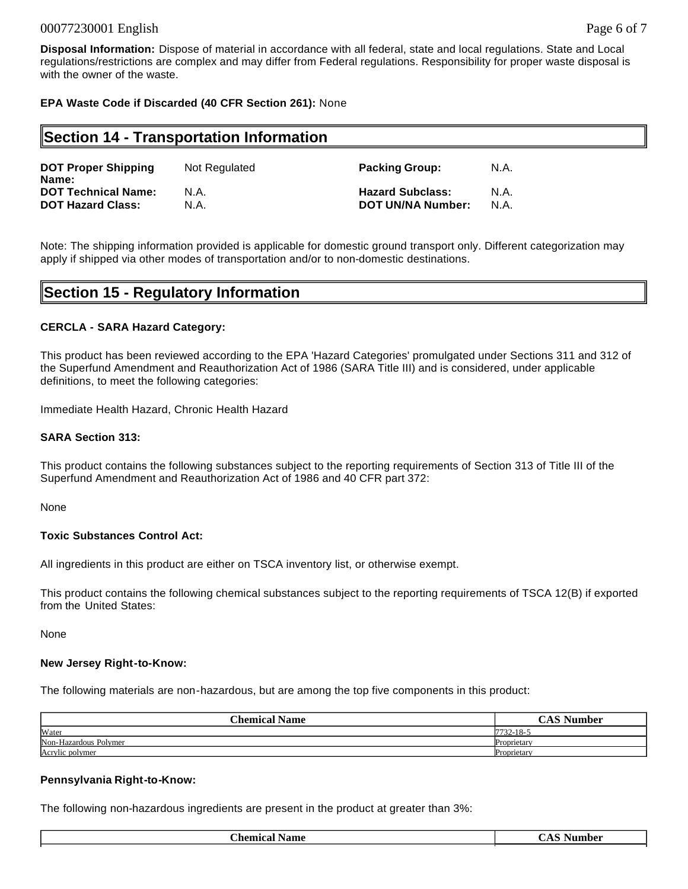**Disposal Information:** Dispose of material in accordance with all federal, state and local regulations. State and Local regulations/restrictions are complex and may differ from Federal regulations. Responsibility for proper waste disposal is with the owner of the waste.

**EPA Waste Code if Discarded (40 CFR Section 261):** None

## Section 14 - Transportation Information

| | | | |
|---|---|---|---|
| **DOT Proper Shipping Name:** | Not Regulated | **Packing Group:** | N.A. |
| **DOT Technical Name:** | N.A. | **Hazard Subclass:** | N.A. |
| **DOT Hazard Class:** | N.A. | **DOT UN/NA Number:** | N.A. |

Note: The shipping information provided is applicable for domestic ground transport only. Different categorization may apply if shipped via other modes of transportation and/or to non-domestic destinations.

## Section 15 - Regulatory Information

**CERCLA - SARA Hazard Category:**

This product has been reviewed according to the EPA 'Hazard Categories' promulgated under Sections 311 and 312 of the Superfund Amendment and Reauthorization Act of 1986 (SARA Title III) and is considered, under applicable definitions, to meet the following categories:

Immediate Health Hazard, Chronic Health Hazard

**SARA Section 313:**

This product contains the following substances subject to the reporting requirements of Section 313 of Title III of the Superfund Amendment and Reauthorization Act of 1986 and 40 CFR part 372:

None

**Toxic Substances Control Act:**

All ingredients in this product are either on TSCA inventory list, or otherwise exempt.

This product contains the following chemical substances subject to the reporting requirements of TSCA 12(B) if exported from the United States:

None

**New Jersey Right-to-Know:**

The following materials are non-hazardous, but are among the top five components in this product:

| Chemical Name | CAS Number |
|---|---|
| Water | 7732-18-5 |
| Non-Hazardous Polymer | Proprietary |
| Acrylic polymer | Proprietary |

**Pennsylvania Right-to-Know:**

The following non-hazardous ingredients are present in the product at greater than 3%:

| Chemical Name | CAS Number |
|---|---|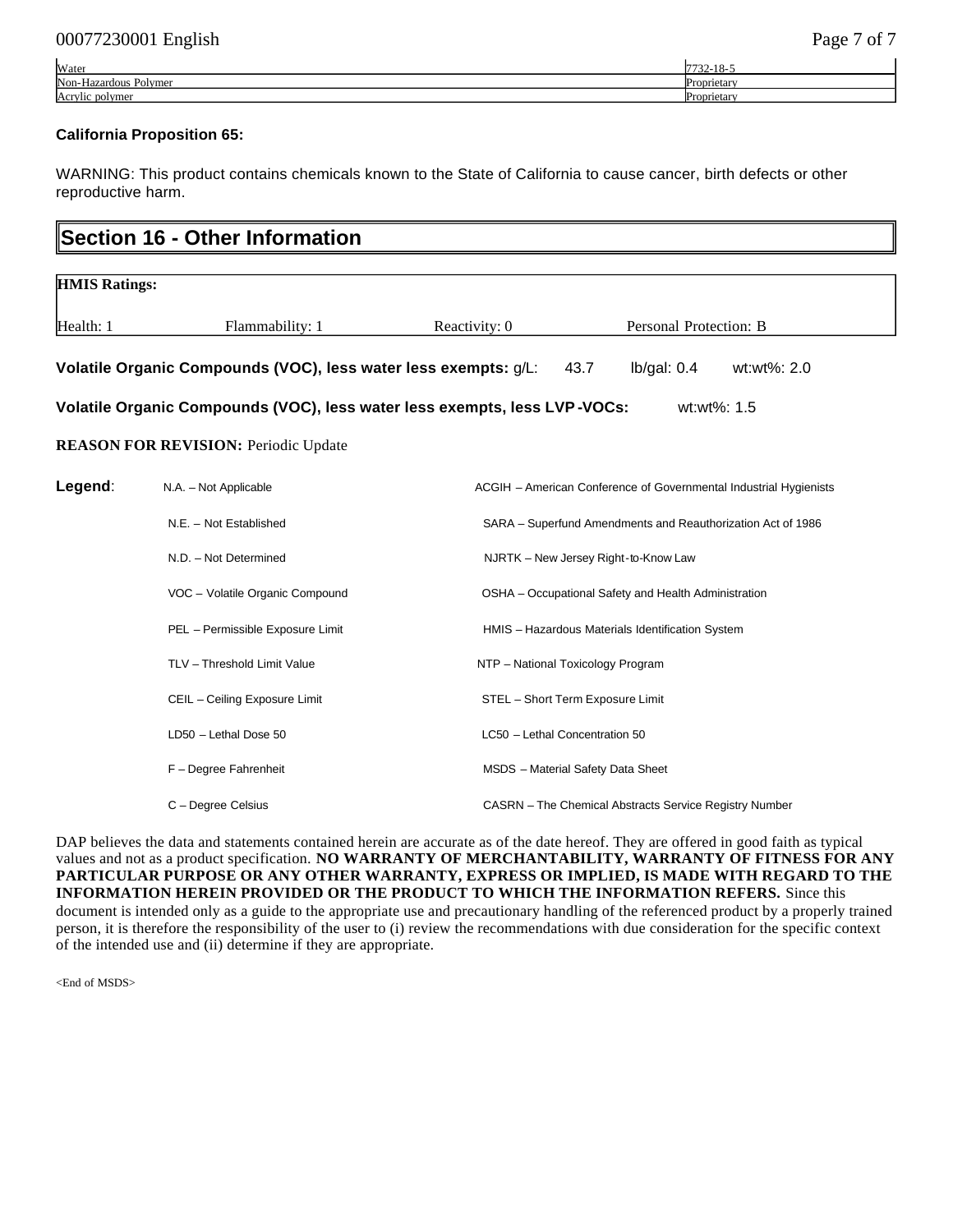| | |
|---|---|
| Water | 7732-18-5 |
| Non-Hazardous Polymer | Proprietary |
| Acrylic polymer | Proprietary |

**California Proposition 65:**

WARNING: This product contains chemicals known to the State of California to cause cancer, birth defects or other reproductive harm.

## Section 16 - Other Information

**HMIS Ratings:**

| Health: 1 | Flammability: 1 | Reactivity: 0 | Personal Protection: B |
|---|---|---|---|

**Volatile Organic Compounds (VOC), less water less exempts:** g/L: 43.7 lb/gal: 0.4 wt:wt%: 2.0

**Volatile Organic Compounds (VOC), less water less exempts, less LVP-VOCs:** wt:wt%: 1.5

**REASON FOR REVISION:** Periodic Update

**Legend**:

| | |
|---|---|
| N.A. – Not Applicable | ACGIH – American Conference of Governmental Industrial Hygienists |
| N.E. – Not Established | SARA – Superfund Amendments and Reauthorization Act of 1986 |
| N.D. – Not Determined | NJRTK – New Jersey Right-to-Know Law |
| VOC – Volatile Organic Compound | OSHA – Occupational Safety and Health Administration |
| PEL – Permissible Exposure Limit | HMIS – Hazardous Materials Identification System |
| TLV – Threshold Limit Value | NTP – National Toxicology Program |
| CEIL – Ceiling Exposure Limit | STEL – Short Term Exposure Limit |
| LD50 – Lethal Dose 50 | LC50 – Lethal Concentration 50 |
| F – Degree Fahrenheit | MSDS – Material Safety Data Sheet |
| C – Degree Celsius | CASRN – The Chemical Abstracts Service Registry Number |

DAP believes the data and statements contained herein are accurate as of the date hereof. They are offered in good faith as typical values and not as a product specification. **NO WARRANTY OF MERCHANTABILITY, WARRANTY OF FITNESS FOR ANY PARTICULAR PURPOSE OR ANY OTHER WARRANTY, EXPRESS OR IMPLIED, IS MADE WITH REGARD TO THE INFORMATION HEREIN PROVIDED OR THE PRODUCT TO WHICH THE INFORMATION REFERS.** Since this document is intended only as a guide to the appropriate use and precautionary handling of the referenced product by a properly trained person, it is therefore the responsibility of the user to (i) review the recommendations with due consideration for the specific context of the intended use and (ii) determine if they are appropriate.

<End of MSDS>